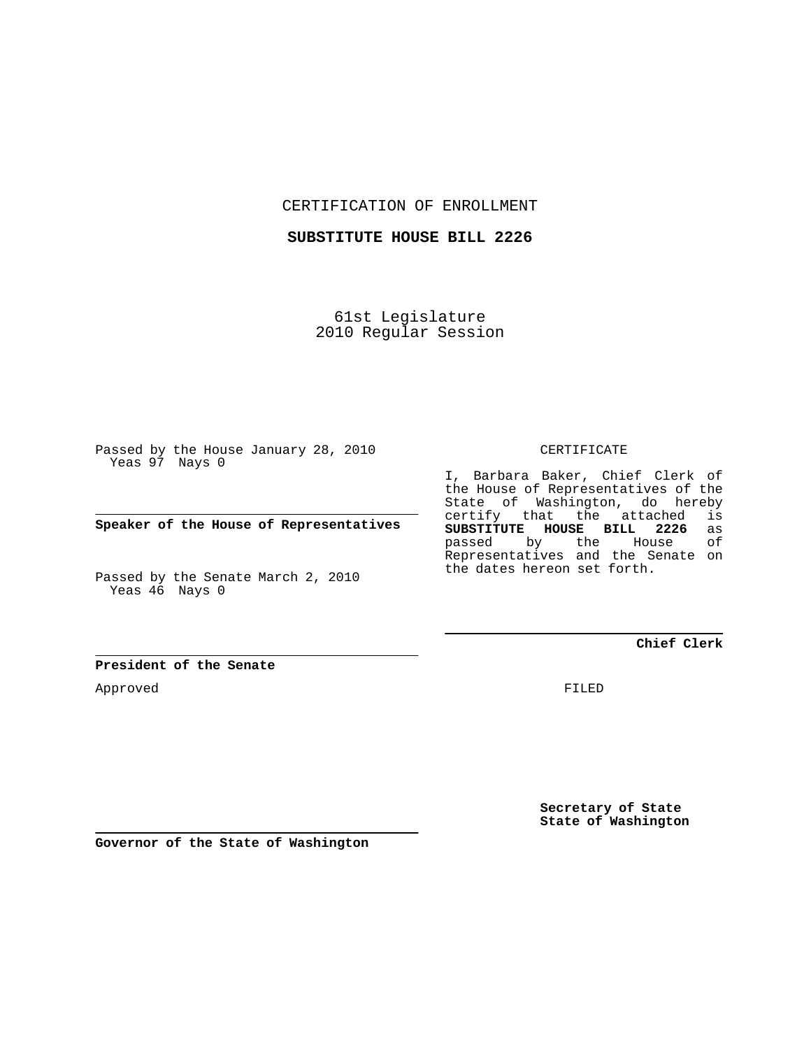CERTIFICATION OF ENROLLMENT

**SUBSTITUTE HOUSE BILL 2226**

61st Legislature
2010 Regular Session

Passed by the House January 28, 2010
Yeas 97 Nays 0

**Speaker of the House of Representatives**

Passed by the Senate March 2, 2010
Yeas 46 Nays 0

**President of the Senate**

Approved

**Governor of the State of Washington**

CERTIFICATE

I, Barbara Baker, Chief Clerk of the House of Representatives of the State of Washington, do hereby certify that the attached is **SUBSTITUTE HOUSE BILL 2226** as passed by the House of Representatives and the Senate on the dates hereon set forth.

**Chief Clerk**

FILED

**Secretary of State**
**State of Washington**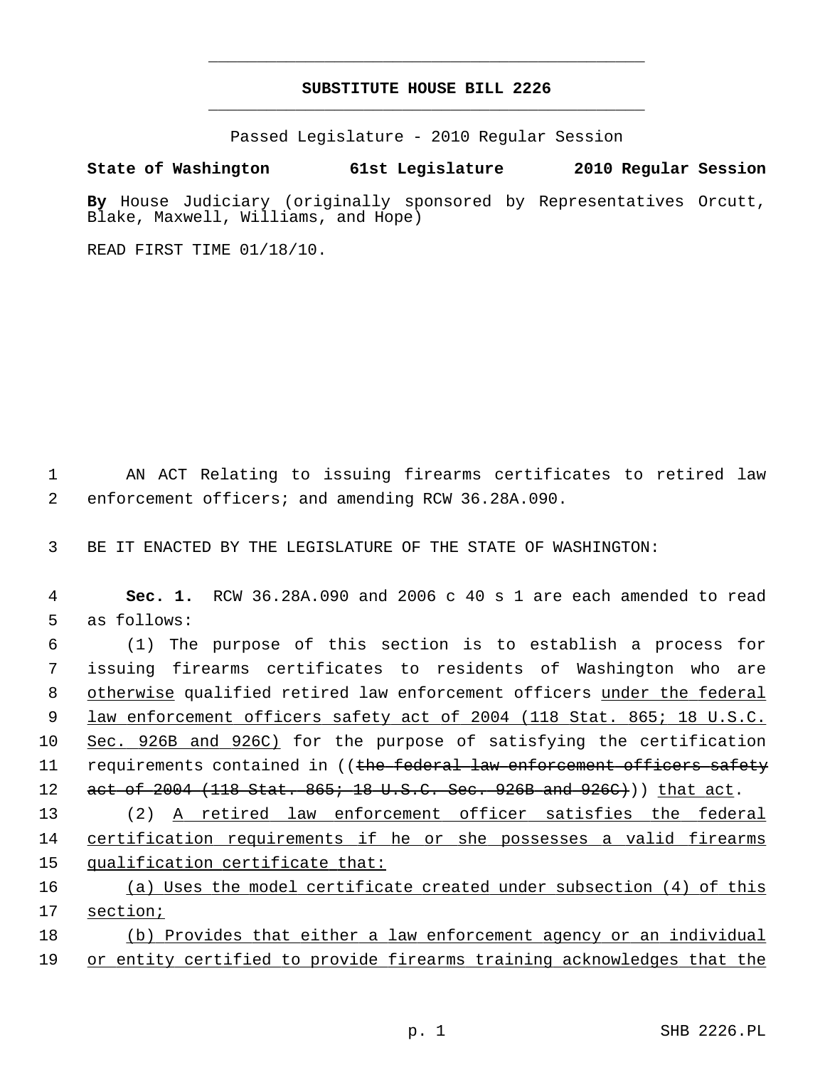# SUBSTITUTE HOUSE BILL 2226

Passed Legislature - 2010 Regular Session

**State of Washington 61st Legislature 2010 Regular Session**

**By** House Judiciary (originally sponsored by Representatives Orcutt, Blake, Maxwell, Williams, and Hope)

READ FIRST TIME 01/18/10.

AN ACT Relating to issuing firearms certificates to retired law enforcement officers; and amending RCW 36.28A.090.

BE IT ENACTED BY THE LEGISLATURE OF THE STATE OF WASHINGTON:

**Sec. 1.** RCW 36.28A.090 and 2006 c 40 s 1 are each amended to read as follows:

(1) The purpose of this section is to establish a process for issuing firearms certificates to residents of Washington who are <u>otherwise</u> qualified retired law enforcement officers <u>under the federal law enforcement officers safety act of 2004 (118 Stat. 865; 18 U.S.C. Sec. 926B and 926C)</u> for the purpose of satisfying the certification requirements contained in ((~~the federal law enforcement officers safety act of 2004 (118 Stat. 865; 18 U.S.C. Sec. 926B and 926C)~~)) <u>that act</u>.

(2) <u>A retired law enforcement officer satisfies the federal certification requirements if he or she possesses a valid firearms qualification certificate that:</u>

<u>(a) Uses the model certificate created under subsection (4) of this section;</u>

<u>(b) Provides that either a law enforcement agency or an individual or entity certified to provide firearms training acknowledges that the</u>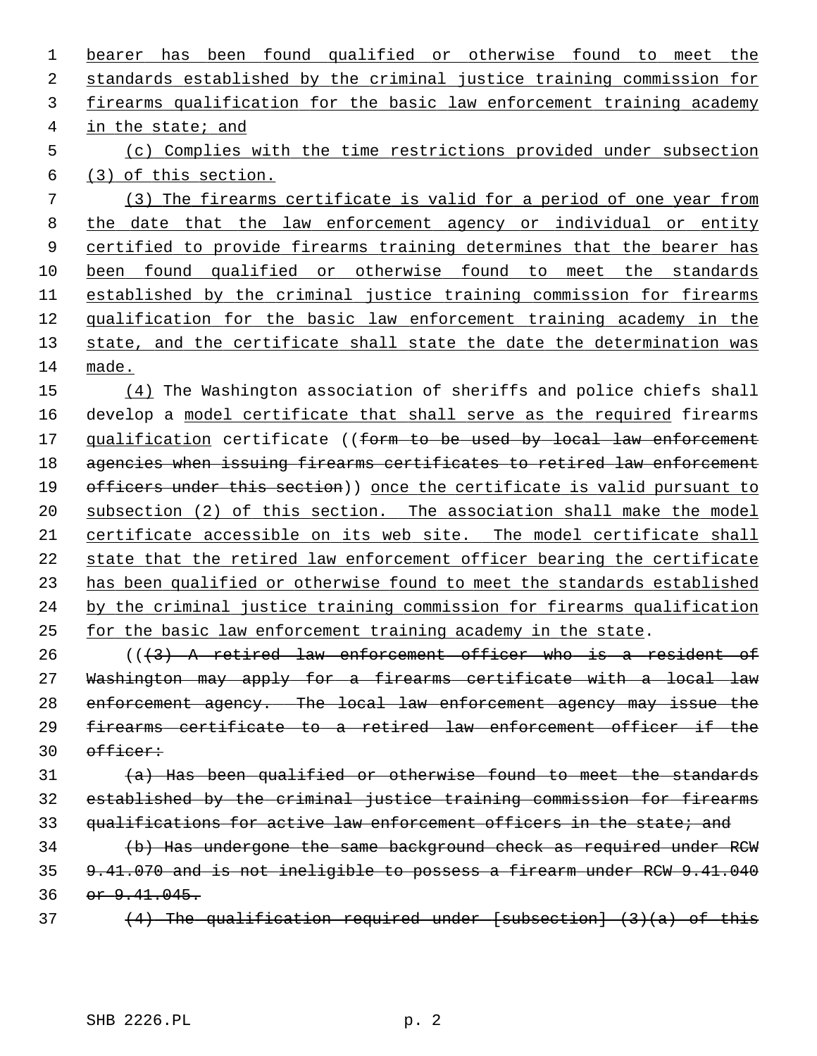bearer has been found qualified or otherwise found to meet the standards established by the criminal justice training commission for firearms qualification for the basic law enforcement training academy in the state; and

(c) Complies with the time restrictions provided under subsection (3) of this section.

(3) The firearms certificate is valid for a period of one year from the date that the law enforcement agency or individual or entity certified to provide firearms training determines that the bearer has been found qualified or otherwise found to meet the standards established by the criminal justice training commission for firearms qualification for the basic law enforcement training academy in the state, and the certificate shall state the date the determination was made.

(4) The Washington association of sheriffs and police chiefs shall develop a model certificate that shall serve as the required firearms qualification certificate ((~~form to be used by local law enforcement agencies when issuing firearms certificates to retired law enforcement officers under this section~~)) once the certificate is valid pursuant to subsection (2) of this section. The association shall make the model certificate accessible on its web site. The model certificate shall state that the retired law enforcement officer bearing the certificate has been qualified or otherwise found to meet the standards established by the criminal justice training commission for firearms qualification for the basic law enforcement training academy in the state.

((~~(3) A retired law enforcement officer who is a resident of Washington may apply for a firearms certificate with a local law enforcement agency. The local law enforcement agency may issue the firearms certificate to a retired law enforcement officer if the officer:~~

~~(a) Has been qualified or otherwise found to meet the standards established by the criminal justice training commission for firearms qualifications for active law enforcement officers in the state; and~~

~~(b) Has undergone the same background check as required under RCW 9.41.070 and is not ineligible to possess a firearm under RCW 9.41.040 or 9.41.045.~~

~~(4) The qualification required under [subsection] (3)(a) of this~~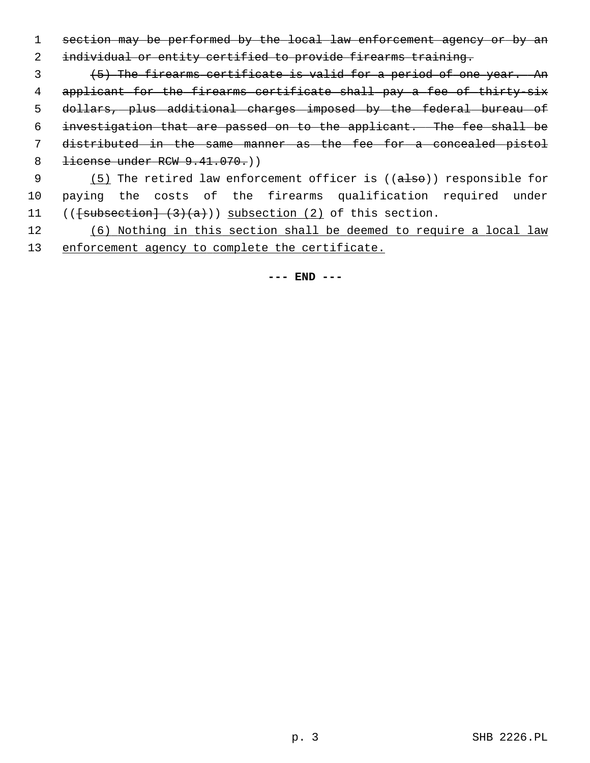~~section may be performed by the local law enforcement agency or by an individual or entity certified to provide firearms training.~~

~~(5) The firearms certificate is valid for a period of one year. An applicant for the firearms certificate shall pay a fee of thirty-six dollars, plus additional charges imposed by the federal bureau of investigation that are passed on to the applicant. The fee shall be distributed in the same manner as the fee for a concealed pistol license under RCW 9.41.070.~~))

<u>(5)</u> The retired law enforcement officer is ((~~also~~)) responsible for paying the costs of the firearms qualification required under ((~~[subsection] (3)(a)~~)) <u>subsection (2)</u> of this section.

<u>(6) Nothing in this section shall be deemed to require a local law enforcement agency to complete the certificate.</u>

**--- END ---**